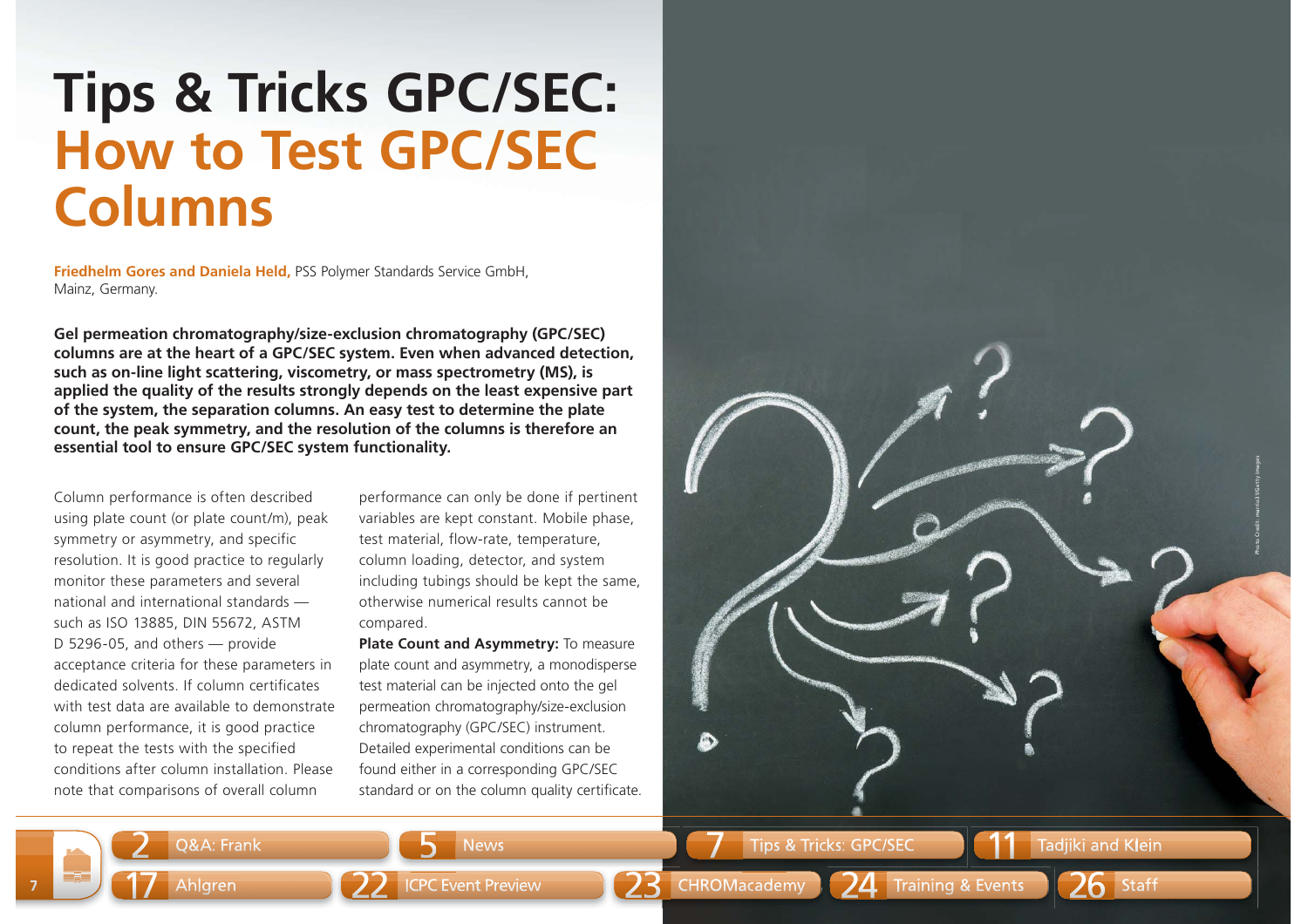# Tips & Tricks GPC/SEC: How to Test GPC/SEC Columns

**Friedhelm Gores and Daniela Held,** PSS Polymer Standards Service GmbH, Mainz, Germany.

**Gel permeation chromatography/size-exclusion chromatography (GPC/SEC) columns are at the heart of a GPC/SEC system. Even when advanced detection, such as on-line light scattering, viscometry, or mass spectrometry (MS), is applied the quality of the results strongly depends on the least expensive part of the system, the separation columns. An easy test to determine the plate count, the peak symmetry, and the resolution of the columns is therefore an essential tool to ensure GPC/SEC system functionality.**

Column performance is often described using plate count (or plate count/m), peak symmetry or asymmetry, and specific resolution. It is good practice to regularly monitor these parameters and several national and international standards — such as ISO 13885, DIN 55672, ASTM D 5296-05, and others — provide acceptance criteria for these parameters in dedicated solvents. If column certificates with test data are available to demonstrate column performance, it is good practice to repeat the tests with the specified conditions after column installation. Please note that comparisons of overall column performance can only be done if pertinent variables are kept constant. Mobile phase, test material, flow-rate, temperature, column loading, detector, and system including tubings should be kept the same, otherwise numerical results cannot be compared.

**Plate Count and Asymmetry:** To measure plate count and asymmetry, a monodisperse test material can be injected onto the gel permeation chromatography/size-exclusion chromatography (GPC/SEC) instrument. Detailed experimental conditions can be found either in a corresponding GPC/SEC standard or on the column quality certificate.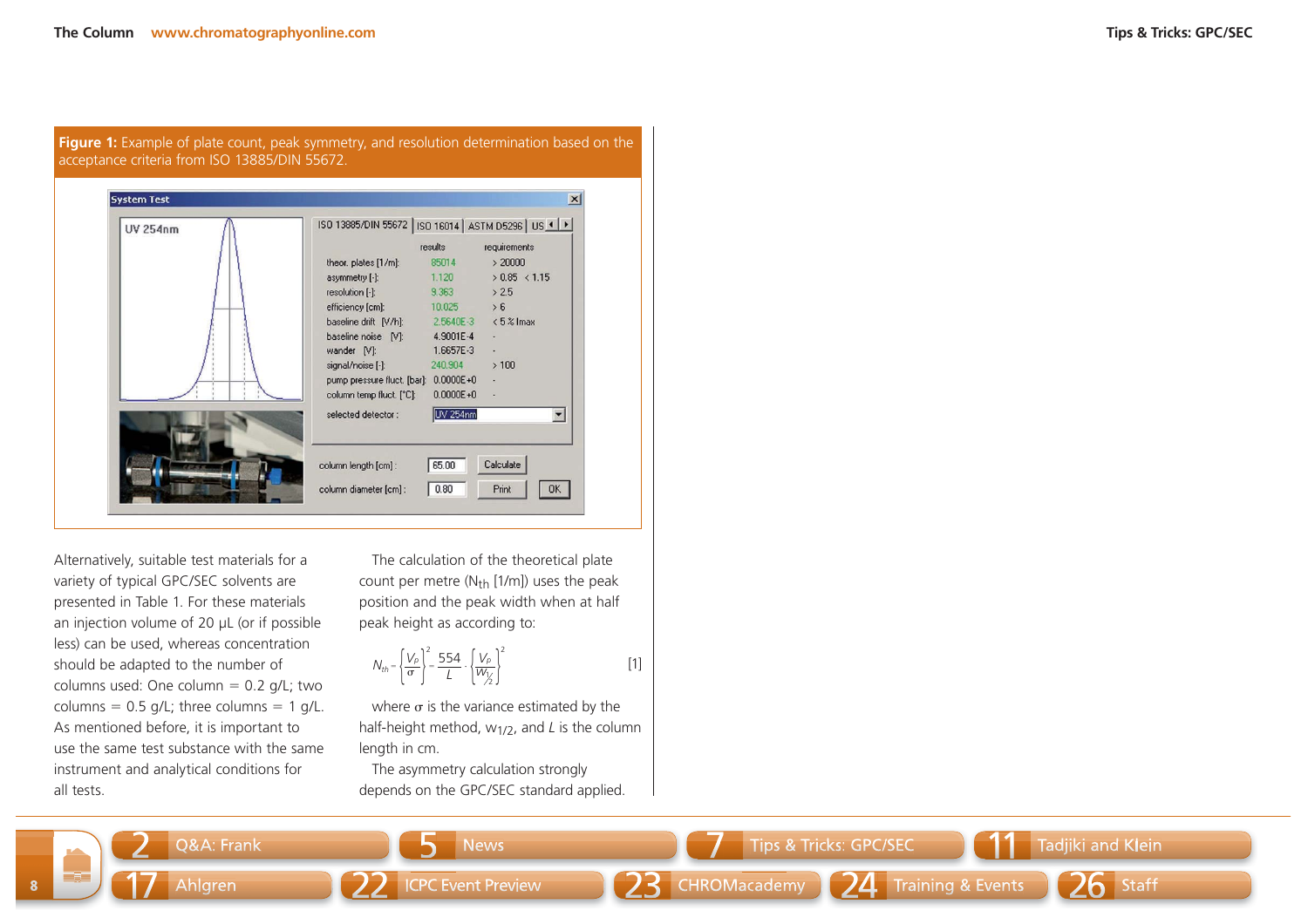**Figure 1:** Example of plate count, peak symmetry, and resolution determination based on the acceptance criteria from ISO 13885/DIN 55672.

Alternatively, suitable test materials for a variety of typical GPC/SEC solvents are presented in Table 1. For these materials an injection volume of 20 µL (or if possible less) can be used, whereas concentration should be adapted to the number of columns used: One column = 0.2 g/L; two columns = 0.5 g/L; three columns = 1 g/L. As mentioned before, it is important to use the same test substance with the same instrument and analytical conditions for all tests.

The calculation of the theoretical plate count per metre ($N_{th}$ [1/m]) uses the peak position and the peak width when at half peak height as according to:

$$N_{th} = \left\{\frac{V_P}{\sigma}\right\}^2 = \frac{554}{L} \cdot \left\{\frac{V_P}{W_{\frac{1}{2}}}\right\}^2 \qquad [1]$$

where $\sigma$ is the variance estimated by the half-height method, $w_{1/2}$, and $L$ is the column length in cm.

The asymmetry calculation strongly depends on the GPC/SEC standard applied.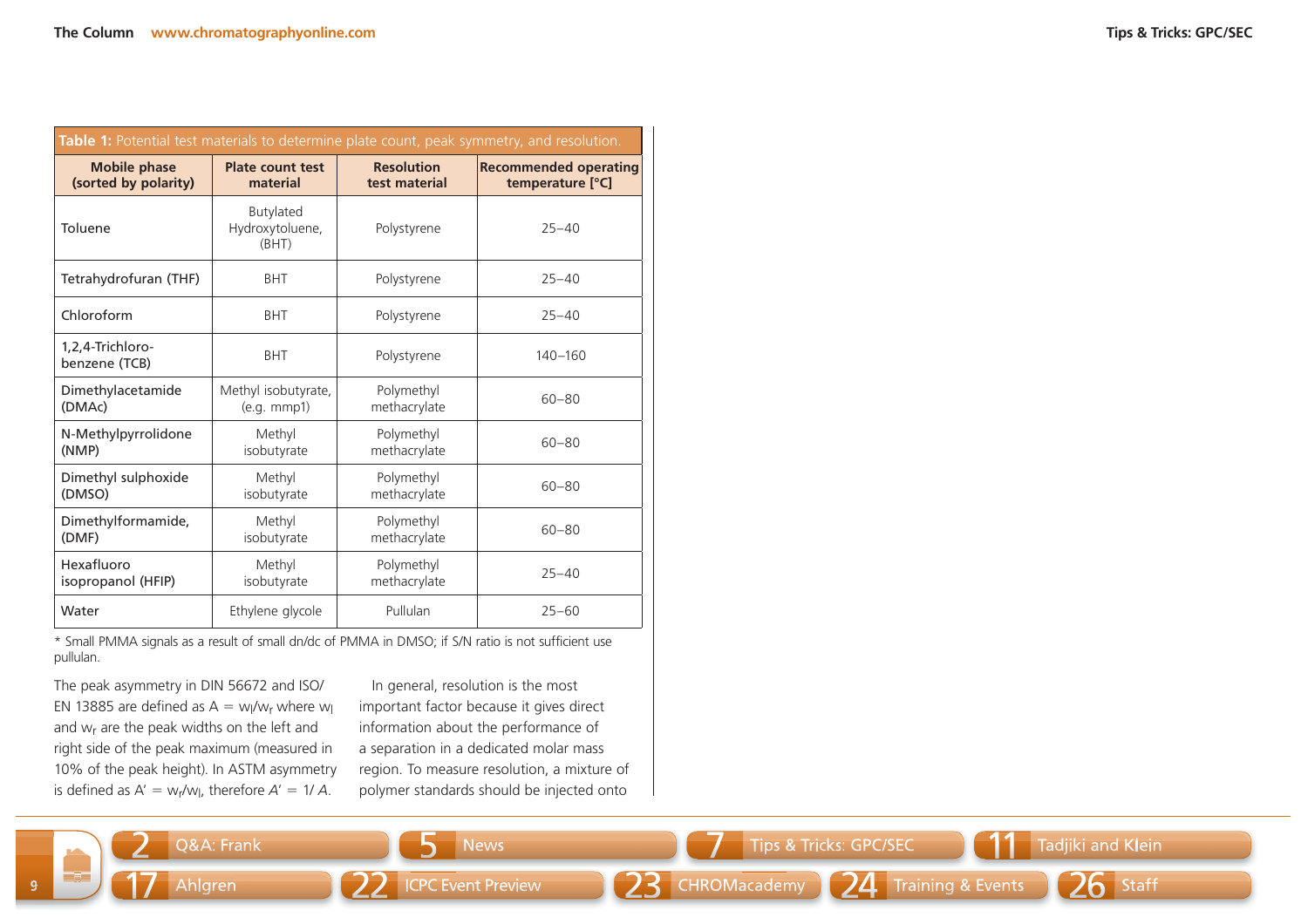**Table 1:** Potential test materials to determine plate count, peak symmetry, and resolution.

| Mobile phase (sorted by polarity) | Plate count test material | Resolution test material | Recommended operating temperature [°C] |
|---|---|---|---|
| Toluene | Butylated Hydroxytoluene, (BHT) | Polystyrene | 25–40 |
| Tetrahydrofuran (THF) | BHT | Polystyrene | 25–40 |
| Chloroform | BHT | Polystyrene | 25–40 |
| 1,2,4-Trichloro-benzene (TCB) | BHT | Polystyrene | 140–160 |
| Dimethylacetamide (DMAc) | Methyl isobutyrate, (e.g. mmp1) | Polymethyl methacrylate | 60–80 |
| N-Methylpyrrolidone (NMP) | Methyl isobutyrate | Polymethyl methacrylate | 60–80 |
| Dimethyl sulphoxide (DMSO) | Methyl isobutyrate | Polymethyl methacrylate | 60–80 |
| Dimethylformamide, (DMF) | Methyl isobutyrate | Polymethyl methacrylate | 60–80 |
| Hexafluoro isopropanol (HFIP) | Methyl isobutyrate | Polymethyl methacrylate | 25–40 |
| Water | Ethylene glycole | Pullulan | 25–60 |

* Small PMMA signals as a result of small dn/dc of PMMA in DMSO; if S/N ratio is not sufficient use pullulan.

The peak asymmetry in DIN 56672 and ISO/EN 13885 are defined as $A = w_l/w_r$ where $w_l$ and $w_r$ are the peak widths on the left and right side of the peak maximum (measured in 10% of the peak height). In ASTM asymmetry is defined as $A' = w_r/w_l$, therefore $A' = 1/A$.

In general, resolution is the most important factor because it gives direct information about the performance of a separation in a dedicated molar mass region. To measure resolution, a mixture of polymer standards should be injected onto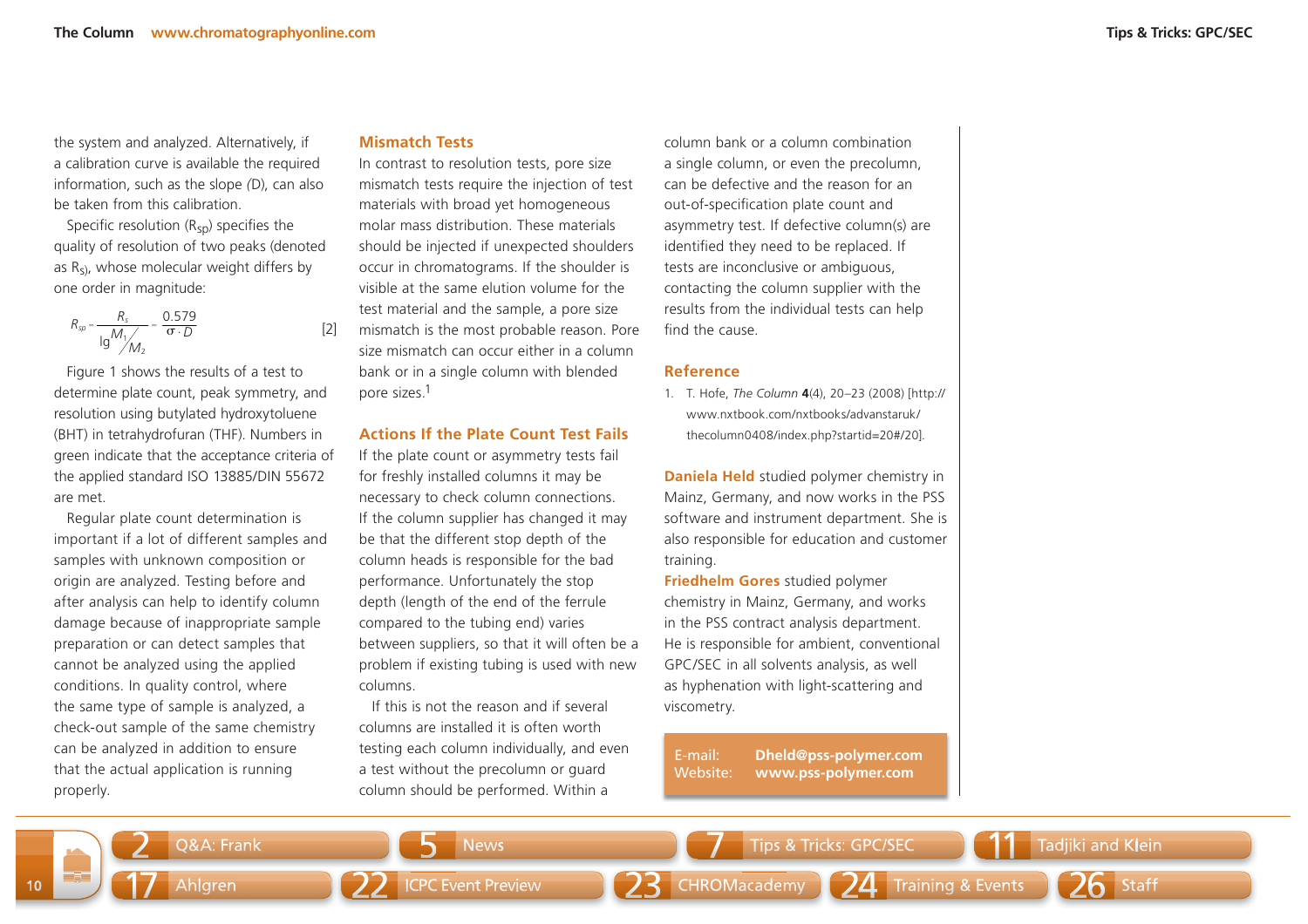the system and analyzed. Alternatively, if a calibration curve is available the required information, such as the slope (D), can also be taken from this calibration.

Specific resolution ($R_{sp}$) specifies the quality of resolution of two peaks (denoted as $R_s$), whose molecular weight differs by one order in magnitude:

$$R_{sp} = \frac{R_s}{\lg \frac{M_1}{M_2}} = \frac{0.579}{\sigma \cdot D} \qquad [2]$$

Figure 1 shows the results of a test to determine plate count, peak symmetry, and resolution using butylated hydroxytoluene (BHT) in tetrahydrofuran (THF). Numbers in green indicate that the acceptance criteria of the applied standard ISO 13885/DIN 55672 are met.

Regular plate count determination is important if a lot of different samples and samples with unknown composition or origin are analyzed. Testing before and after analysis can help to identify column damage because of inappropriate sample preparation or can detect samples that cannot be analyzed using the applied conditions. In quality control, where the same type of sample is analyzed, a check-out sample of the same chemistry can be analyzed in addition to ensure that the actual application is running properly.

## Mismatch Tests

In contrast to resolution tests, pore size mismatch tests require the injection of test materials with broad yet homogeneous molar mass distribution. These materials should be injected if unexpected shoulders occur in chromatograms. If the shoulder is visible at the same elution volume for the test material and the sample, a pore size mismatch is the most probable reason. Pore size mismatch can occur either in a column bank or in a single column with blended pore sizes.[1]

## Actions If the Plate Count Test Fails

If the plate count or asymmetry tests fail for freshly installed columns it may be necessary to check column connections. If the column supplier has changed it may be that the different stop depth of the column heads is responsible for the bad performance. Unfortunately the stop depth (length of the end of the ferrule compared to the tubing end) varies between suppliers, so that it will often be a problem if existing tubing is used with new columns.

If this is not the reason and if several columns are installed it is often worth testing each column individually, and even a test without the precolumn or guard column should be performed. Within a column bank or a column combination a single column, or even the precolumn, can be defective and the reason for an out-of-specification plate count and asymmetry test. If defective column(s) are identified they need to be replaced. If tests are inconclusive or ambiguous, contacting the column supplier with the results from the individual tests can help find the cause.

## Reference

1. T. Hofe, *The Column* **4**(4), 20–23 (2008) [http://www.nxtbook.com/nxtbooks/advanstaruk/thecolumn0408/index.php?startid=20#/20].

**Daniela Held** studied polymer chemistry in Mainz, Germany, and now works in the PSS software and instrument department. She is also responsible for education and customer training.

**Friedhelm Gores** studied polymer chemistry in Mainz, Germany, and works in the PSS contract analysis department. He is responsible for ambient, conventional GPC/SEC in all solvents analysis, as well as hyphenation with light-scattering and viscometry.

E-mail: **Dheld@pss-polymer.com**
Website: **www.pss-polymer.com**